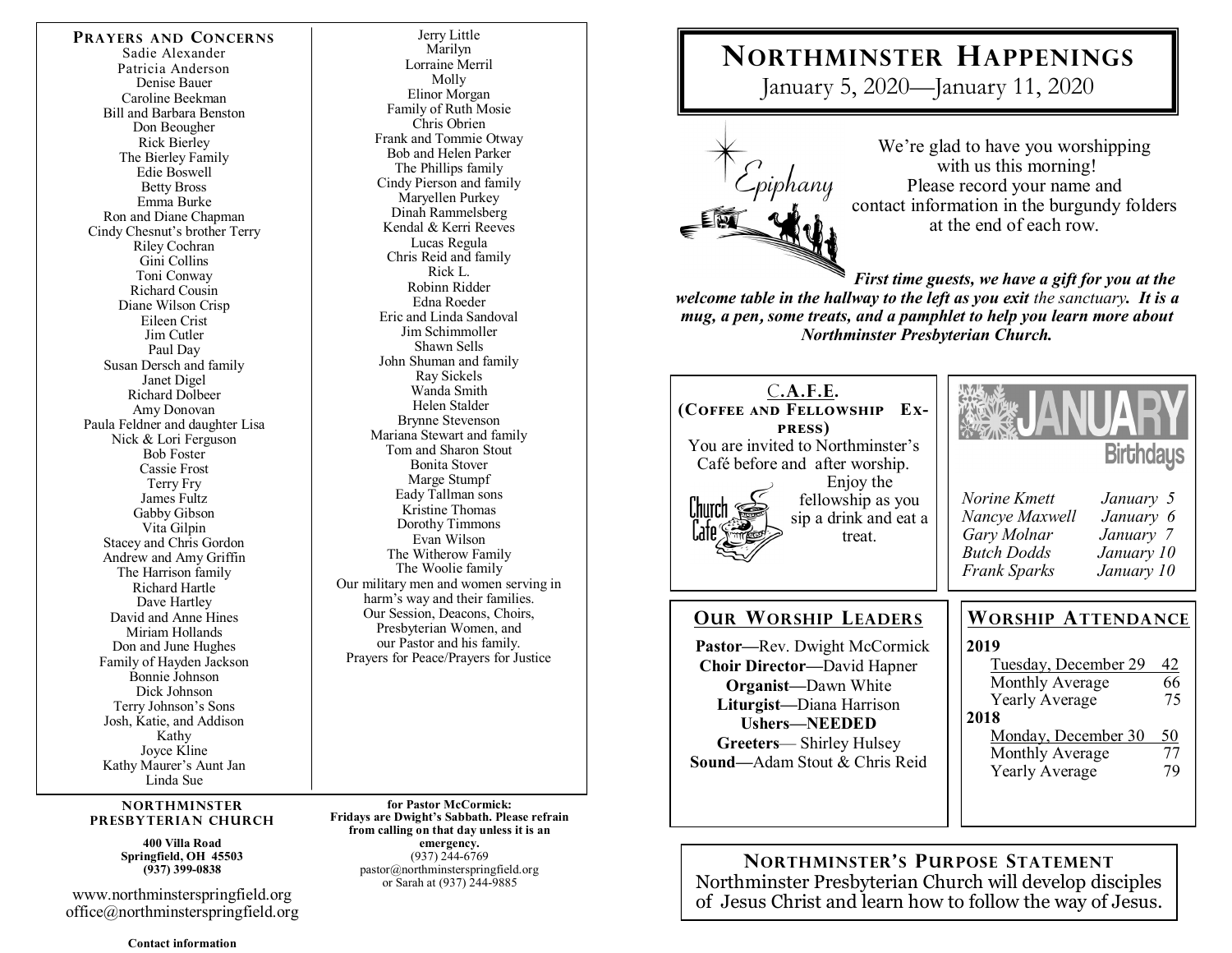## PRAYERS AND CONCERNS

Sadie Alexander
Patricia Anderson
Denise Bauer
Caroline Beekman
Bill and Barbara Benston
Don Beougher
Rick Bierley
The Bierley Family
Edie Boswell
Betty Bross
Emma Burke
Ron and Diane Chapman
Cindy Chesnut's brother Terry
Riley Cochran
Gini Collins
Toni Conway
Richard Cousin
Diane Wilson Crisp
Eileen Crist
Jim Cutler
Paul Day
Susan Dersch and family
Janet Digel
Richard Dolbeer
Amy Donovan
Paula Feldner and daughter Lisa
Nick & Lori Ferguson
Bob Foster
Cassie Frost
Terry Fry
James Fultz
Gabby Gibson
Vita Gilpin
Stacey and Chris Gordon
Andrew and Amy Griffin
The Harrison family
Richard Hartle
Dave Hartley
David and Anne Hines
Miriam Hollands
Don and June Hughes
Family of Hayden Jackson
Bonnie Johnson
Dick Johnson
Terry Johnson's Sons
Josh, Katie, and Addison
Kathy
Joyce Kline
Kathy Maurer's Aunt Jan
Linda Sue
Jerry Little
Marilyn
Lorraine Merril
Molly
Elinor Morgan
Family of Ruth Mosie
Chris Obrien
Frank and Tommie Otway
Bob and Helen Parker
The Phillips family
Cindy Pierson and family
Maryellen Purkey
Dinah Rammelsberg
Kendal & Kerri Reeves
Lucas Regula
Chris Reid and family
Rick L.
Robinn Ridder
Edna Roeder
Eric and Linda Sandoval
Jim Schimmoller
Shawn Sells
John Shuman and family
Ray Sickels
Wanda Smith
Helen Stalder
Brynne Stevenson
Mariana Stewart and family
Tom and Sharon Stout
Bonita Stover
Marge Stumpf
Eady Tallman sons
Kristine Thomas
Dorothy Timmons
Evan Wilson
The Witherow Family
The Woolie family
Our military men and women serving in harm's way and their families.
Our Session, Deacons, Choirs, Presbyterian Women, and our Pastor and his family.
Prayers for Peace/Prayers for Justice

**NORTHMINSTER PRESBYTERIAN CHURCH**

**400 Villa Road**
**Springfield, OH 45503**
**(937) 399-0838**

www.northminsterspringfield.org
office@northminsterspringfield.org

**Contact information for Pastor McCormick:**
**Fridays are Dwight's Sabbath. Please refrain from calling on that day unless it is an emergency.**
(937) 244-6769
pastor@northminsterspringfield.org
or Sarah at (937) 244-9885

# NORTHMINSTER HAPPENINGS

January 5, 2020—January 11, 2020

*Epiphany*

We're glad to have you worshipping with us this morning!
Please record your name and contact information in the burgundy folders at the end of each row.

***First time guests, we have a gift for you at the welcome table in the hallway to the left as you exit** the sanctuary. **It is a mug, a pen, some treats, and a pamphlet to help you learn more about Northminster Presbyterian Church.***

## C.A.F.E. (Coffee and Fellowship Express)

You are invited to Northminster's Café before and after worship. Enjoy the fellowship as you sip a drink and eat a treat.

## JANUARY Birthdays

| | |
|---|---|
| *Norine Kmett* | *January 5* |
| *Nancye Maxwell* | *January 6* |
| *Gary Molnar* | *January 7* |
| *Butch Dodds* | *January 10* |
| *Frank Sparks* | *January 10* |

## OUR WORSHIP LEADERS

**Pastor—**Rev. Dwight McCormick
**Choir Director—**David Hapner
**Organist—**Dawn White
**Liturgist—**Diana Harrison
**Ushers—NEEDED**
**Greeters**— Shirley Hulsey
**Sound—**Adam Stout & Chris Reid

## WORSHIP ATTENDANCE

| | |
|---|---|
| **2019** | |
| Tuesday, December 29 | 42 |
| Monthly Average | 66 |
| Yearly Average | 75 |
| **2018** | |
| Monday, December 30 | 50 |
| Monthly Average | 77 |
| Yearly Average | 79 |

## NORTHMINSTER'S PURPOSE STATEMENT

Northminster Presbyterian Church will develop disciples of Jesus Christ and learn how to follow the way of Jesus.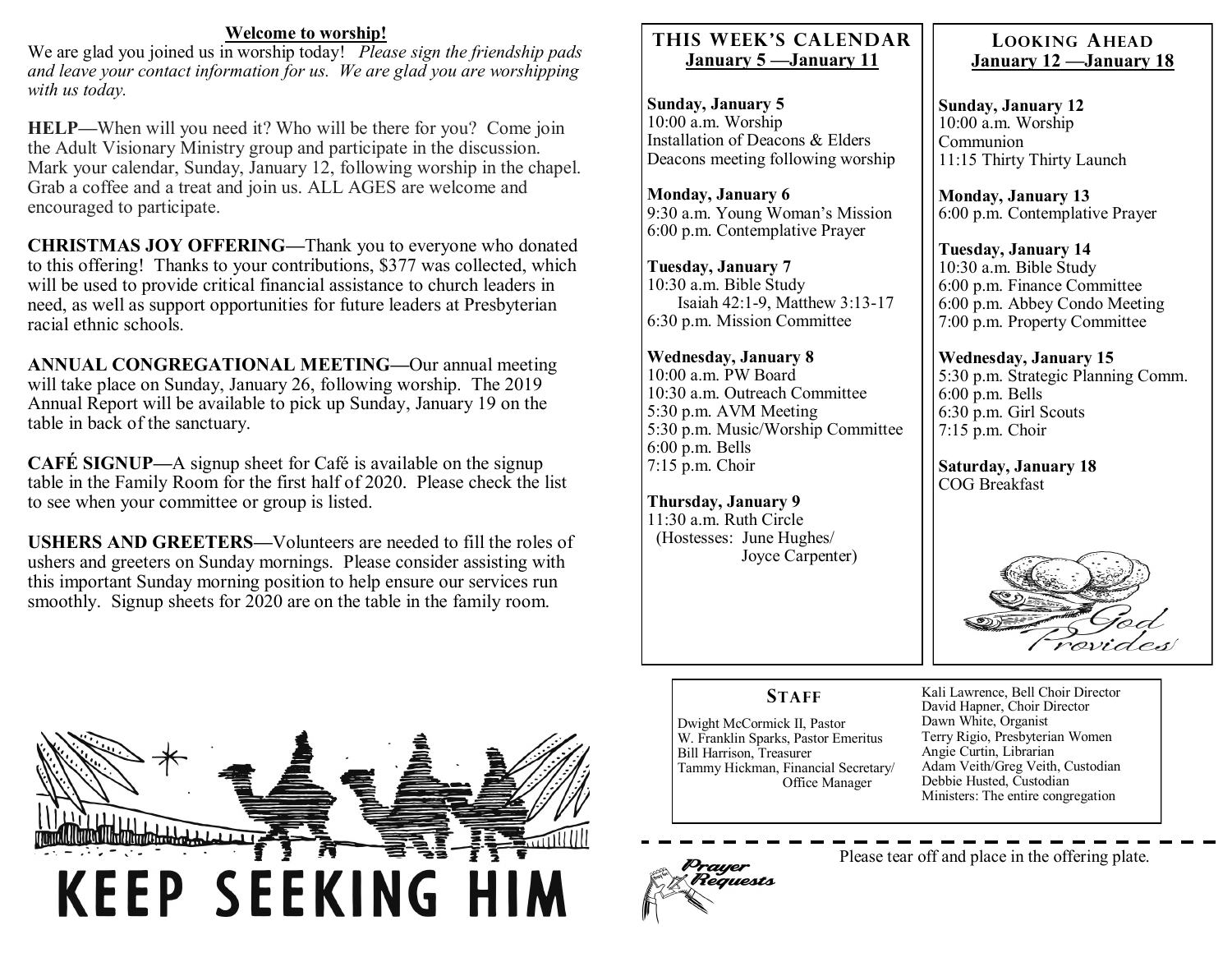**Welcome to worship!**

We are glad you joined us in worship today! *Please sign the friendship pads and leave your contact information for us. We are glad you are worshipping with us today.*

**HELP—**When will you need it? Who will be there for you? Come join the Adult Visionary Ministry group and participate in the discussion. Mark your calendar, Sunday, January 12, following worship in the chapel. Grab a coffee and a treat and join us. ALL AGES are welcome and encouraged to participate.

**CHRISTMAS JOY OFFERING—**Thank you to everyone who donated to this offering! Thanks to your contributions, $377 was collected, which will be used to provide critical financial assistance to church leaders in need, as well as support opportunities for future leaders at Presbyterian racial ethnic schools.

**ANNUAL CONGREGATIONAL MEETING—**Our annual meeting will take place on Sunday, January 26, following worship. The 2019 Annual Report will be available to pick up Sunday, January 19 on the table in back of the sanctuary.

**CAFÉ SIGNUP—**A signup sheet for Café is available on the signup table in the Family Room for the first half of 2020. Please check the list to see when your committee or group is listed.

**USHERS AND GREETERS—**Volunteers are needed to fill the roles of ushers and greeters on Sunday mornings. Please consider assisting with this important Sunday morning position to help ensure our services run smoothly. Signup sheets for 2020 are on the table in the family room.

KEEP SEEKING HIM

## THIS WEEK'S CALENDAR
**January 5 —January 11**

**Sunday, January 5**
10:00 a.m. Worship
Installation of Deacons & Elders
Deacons meeting following worship

**Monday, January 6**
9:30 a.m. Young Woman's Mission
6:00 p.m. Contemplative Prayer

**Tuesday, January 7**
10:30 a.m. Bible Study
Isaiah 42:1-9, Matthew 3:13-17
6:30 p.m. Mission Committee

**Wednesday, January 8**
10:00 a.m. PW Board
10:30 a.m. Outreach Committee
5:30 p.m. AVM Meeting
5:30 p.m. Music/Worship Committee
6:00 p.m. Bells
7:15 p.m. Choir

**Thursday, January 9**
11:30 a.m. Ruth Circle
(Hostesses: June Hughes/
Joyce Carpenter)

## LOOKING AHEAD
**January 12 —January 18**

**Sunday, January 12**
10:00 a.m. Worship
Communion
11:15 Thirty Thirty Launch

**Monday, January 13**
6:00 p.m. Contemplative Prayer

**Tuesday, January 14**
10:30 a.m. Bible Study
6:00 p.m. Finance Committee
6:00 p.m. Abbey Condo Meeting
7:00 p.m. Property Committee

**Wednesday, January 15**
5:30 p.m. Strategic Planning Comm.
6:00 p.m. Bells
6:30 p.m. Girl Scouts
7:15 p.m. Choir

**Saturday, January 18**
COG Breakfast

God Provides

## STAFF

Dwight McCormick II, Pastor
W. Franklin Sparks, Pastor Emeritus
Bill Harrison, Treasurer
Tammy Hickman, Financial Secretary/ Office Manager
Kali Lawrence, Bell Choir Director
David Hapner, Choir Director
Dawn White, Organist
Terry Rigio, Presbyterian Women
Angie Curtin, Librarian
Adam Veith/Greg Veith, Custodian
Debbie Husted, Custodian
Ministers: The entire congregation

Prayer Requests

Please tear off and place in the offering plate.